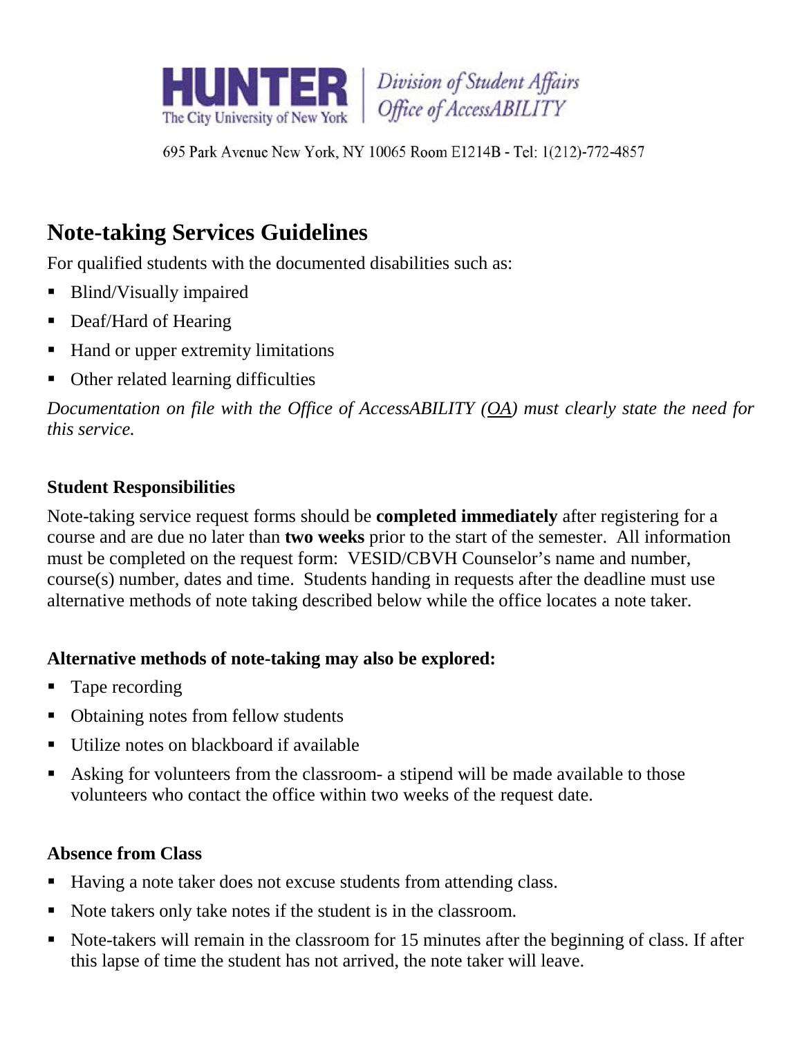HUNTER The City University of New York | Division of Student Affairs Office of AccessABILITY

695 Park Avenue New York, NY 10065 Room E1214B - Tel: 1(212)-772-4857

# Note-taking Services Guidelines

For qualified students with the documented disabilities such as:

- Blind/Visually impaired
- Deaf/Hard of Hearing
- Hand or upper extremity limitations
- Other related learning difficulties

*Documentation on file with the Office of AccessABILITY (OA) must clearly state the need for this service.*

### Student Responsibilities

Note-taking service request forms should be **completed immediately** after registering for a course and are due no later than **two weeks** prior to the start of the semester. All information must be completed on the request form: VESID/CBVH Counselor's name and number, course(s) number, dates and time. Students handing in requests after the deadline must use alternative methods of note taking described below while the office locates a note taker.

### Alternative methods of note-taking may also be explored:

- Tape recording
- Obtaining notes from fellow students
- Utilize notes on blackboard if available
- Asking for volunteers from the classroom- a stipend will be made available to those volunteers who contact the office within two weeks of the request date.

### Absence from Class

- Having a note taker does not excuse students from attending class.
- Note takers only take notes if the student is in the classroom.
- Note-takers will remain in the classroom for 15 minutes after the beginning of class. If after this lapse of time the student has not arrived, the note taker will leave.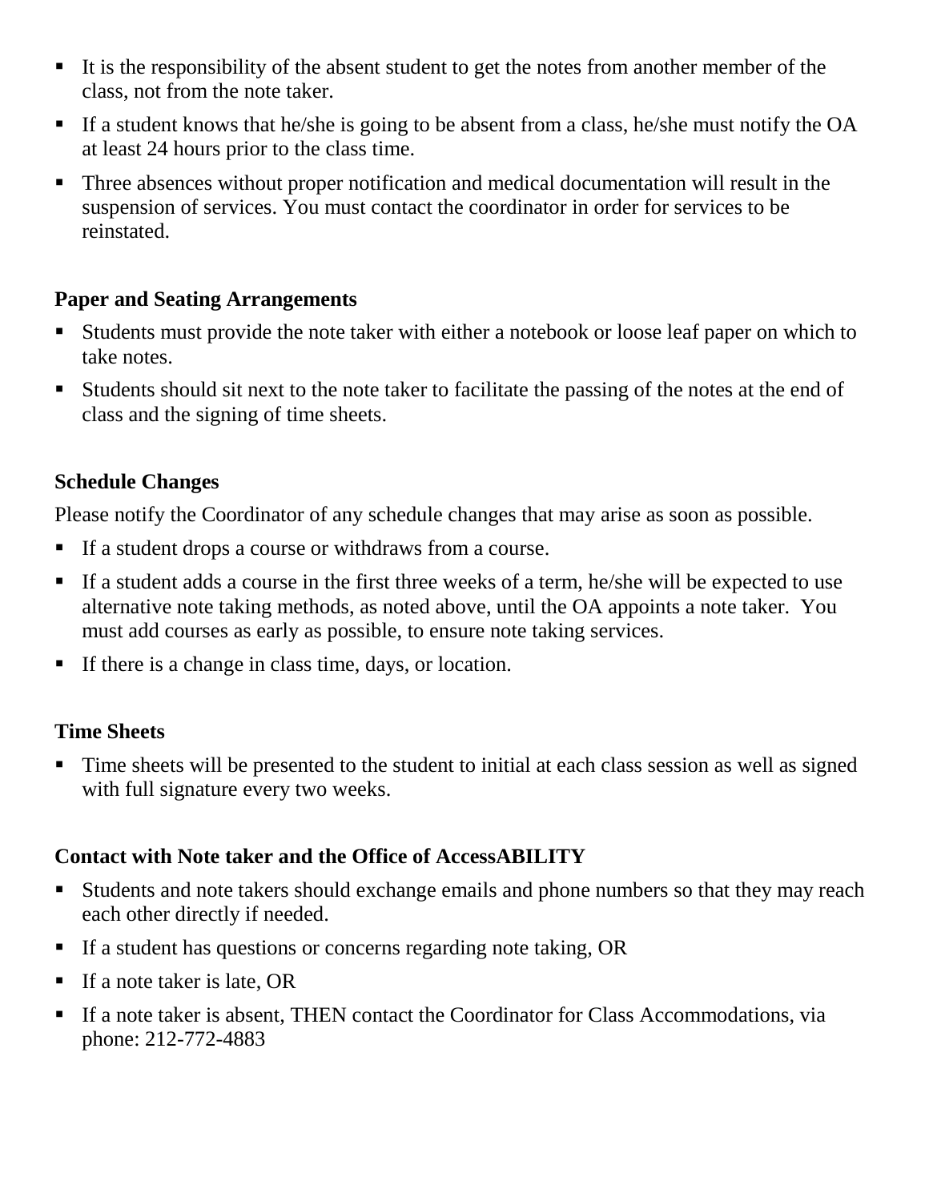- It is the responsibility of the absent student to get the notes from another member of the class, not from the note taker.
- If a student knows that he/she is going to be absent from a class, he/she must notify the OA at least 24 hours prior to the class time.
- Three absences without proper notification and medical documentation will result in the suspension of services. You must contact the coordinator in order for services to be reinstated.

**Paper and Seating Arrangements**

- Students must provide the note taker with either a notebook or loose leaf paper on which to take notes.
- Students should sit next to the note taker to facilitate the passing of the notes at the end of class and the signing of time sheets.

**Schedule Changes**

Please notify the Coordinator of any schedule changes that may arise as soon as possible.

- If a student drops a course or withdraws from a course.
- If a student adds a course in the first three weeks of a term, he/she will be expected to use alternative note taking methods, as noted above, until the OA appoints a note taker. You must add courses as early as possible, to ensure note taking services.
- If there is a change in class time, days, or location.

**Time Sheets**

- Time sheets will be presented to the student to initial at each class session as well as signed with full signature every two weeks.

**Contact with Note taker and the Office of AccessABILITY**

- Students and note takers should exchange emails and phone numbers so that they may reach each other directly if needed.
- If a student has questions or concerns regarding note taking, OR
- If a note taker is late, OR
- If a note taker is absent, THEN contact the Coordinator for Class Accommodations, via phone: 212-772-4883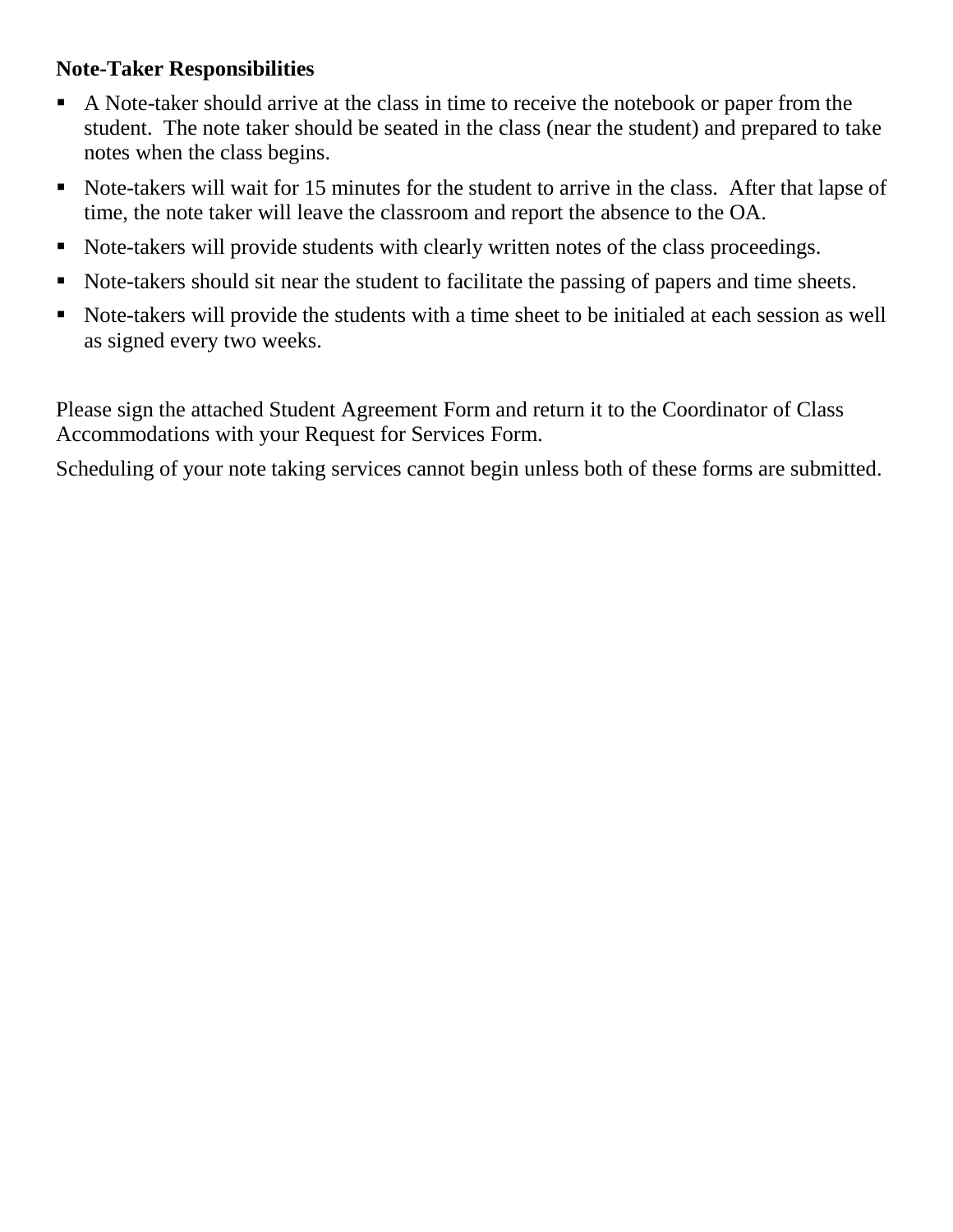**Note-Taker Responsibilities**

- A Note-taker should arrive at the class in time to receive the notebook or paper from the student. The note taker should be seated in the class (near the student) and prepared to take notes when the class begins.
- Note-takers will wait for 15 minutes for the student to arrive in the class. After that lapse of time, the note taker will leave the classroom and report the absence to the OA.
- Note-takers will provide students with clearly written notes of the class proceedings.
- Note-takers should sit near the student to facilitate the passing of papers and time sheets.
- Note-takers will provide the students with a time sheet to be initialed at each session as well as signed every two weeks.

Please sign the attached Student Agreement Form and return it to the Coordinator of Class Accommodations with your Request for Services Form.

Scheduling of your note taking services cannot begin unless both of these forms are submitted.